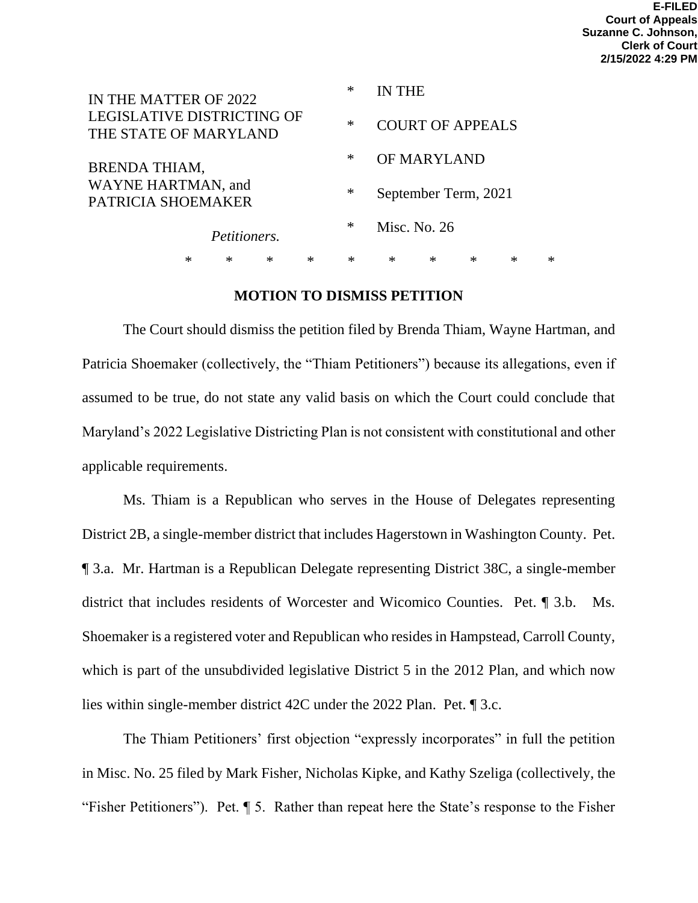E-FILED
Court of Appeals
Suzanne C. Johnson,
Clerk of Court
2/15/2022 4:29 PM

| | | |
|---|---|---|
| IN THE MATTER OF 2022 LEGISLATIVE DISTRICTING OF THE STATE OF MARYLAND | * | IN THE |
| | * | COURT OF APPEALS |
| BRENDA THIAM, WAYNE HARTMAN, and PATRICIA SHOEMAKER | * | OF MARYLAND |
| | * | September Term, 2021 |
| *Petitioners.* | * | Misc. No. 26 |

\* \* \* \* \* \* \* \* \* \*

## MOTION TO DISMISS PETITION

The Court should dismiss the petition filed by Brenda Thiam, Wayne Hartman, and Patricia Shoemaker (collectively, the "Thiam Petitioners") because its allegations, even if assumed to be true, do not state any valid basis on which the Court could conclude that Maryland's 2022 Legislative Districting Plan is not consistent with constitutional and other applicable requirements.

Ms. Thiam is a Republican who serves in the House of Delegates representing District 2B, a single-member district that includes Hagerstown in Washington County. Pet. ¶ 3.a. Mr. Hartman is a Republican Delegate representing District 38C, a single-member district that includes residents of Worcester and Wicomico Counties. Pet. ¶ 3.b. Ms. Shoemaker is a registered voter and Republican who resides in Hampstead, Carroll County, which is part of the unsubdivided legislative District 5 in the 2012 Plan, and which now lies within single-member district 42C under the 2022 Plan. Pet. ¶ 3.c.

The Thiam Petitioners' first objection "expressly incorporates" in full the petition in Misc. No. 25 filed by Mark Fisher, Nicholas Kipke, and Kathy Szeliga (collectively, the "Fisher Petitioners"). Pet. ¶ 5. Rather than repeat here the State's response to the Fisher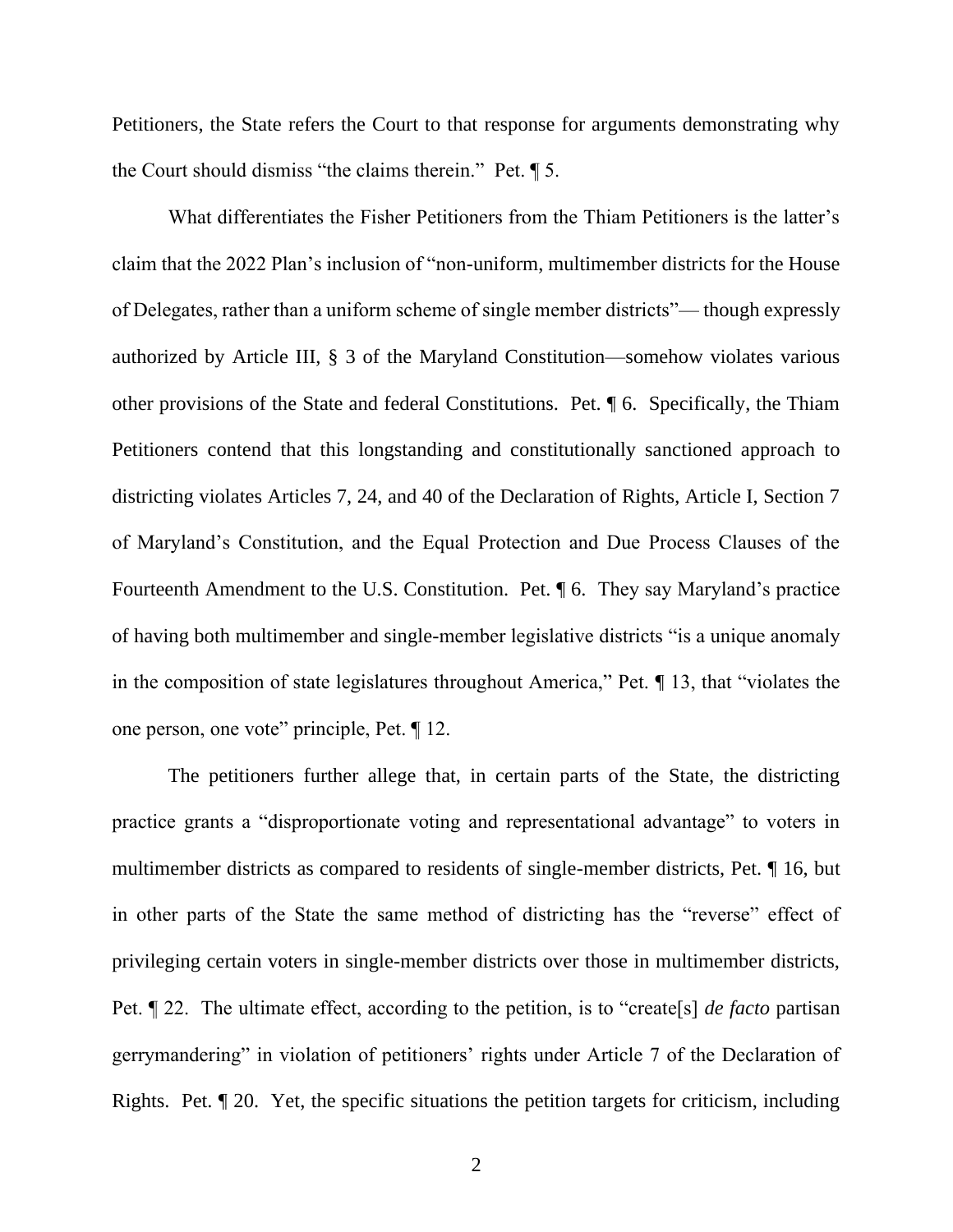Petitioners, the State refers the Court to that response for arguments demonstrating why the Court should dismiss "the claims therein." Pet. ¶ 5.

What differentiates the Fisher Petitioners from the Thiam Petitioners is the latter's claim that the 2022 Plan's inclusion of "non-uniform, multimember districts for the House of Delegates, rather than a uniform scheme of single member districts"— though expressly authorized by Article III, § 3 of the Maryland Constitution—somehow violates various other provisions of the State and federal Constitutions. Pet. ¶ 6. Specifically, the Thiam Petitioners contend that this longstanding and constitutionally sanctioned approach to districting violates Articles 7, 24, and 40 of the Declaration of Rights, Article I, Section 7 of Maryland's Constitution, and the Equal Protection and Due Process Clauses of the Fourteenth Amendment to the U.S. Constitution. Pet. ¶ 6. They say Maryland's practice of having both multimember and single-member legislative districts "is a unique anomaly in the composition of state legislatures throughout America," Pet. ¶ 13, that "violates the one person, one vote" principle, Pet. ¶ 12.

The petitioners further allege that, in certain parts of the State, the districting practice grants a "disproportionate voting and representational advantage" to voters in multimember districts as compared to residents of single-member districts, Pet. ¶ 16, but in other parts of the State the same method of districting has the "reverse" effect of privileging certain voters in single-member districts over those in multimember districts, Pet. ¶ 22. The ultimate effect, according to the petition, is to "create[s] *de facto* partisan gerrymandering" in violation of petitioners' rights under Article 7 of the Declaration of Rights. Pet. ¶ 20. Yet, the specific situations the petition targets for criticism, including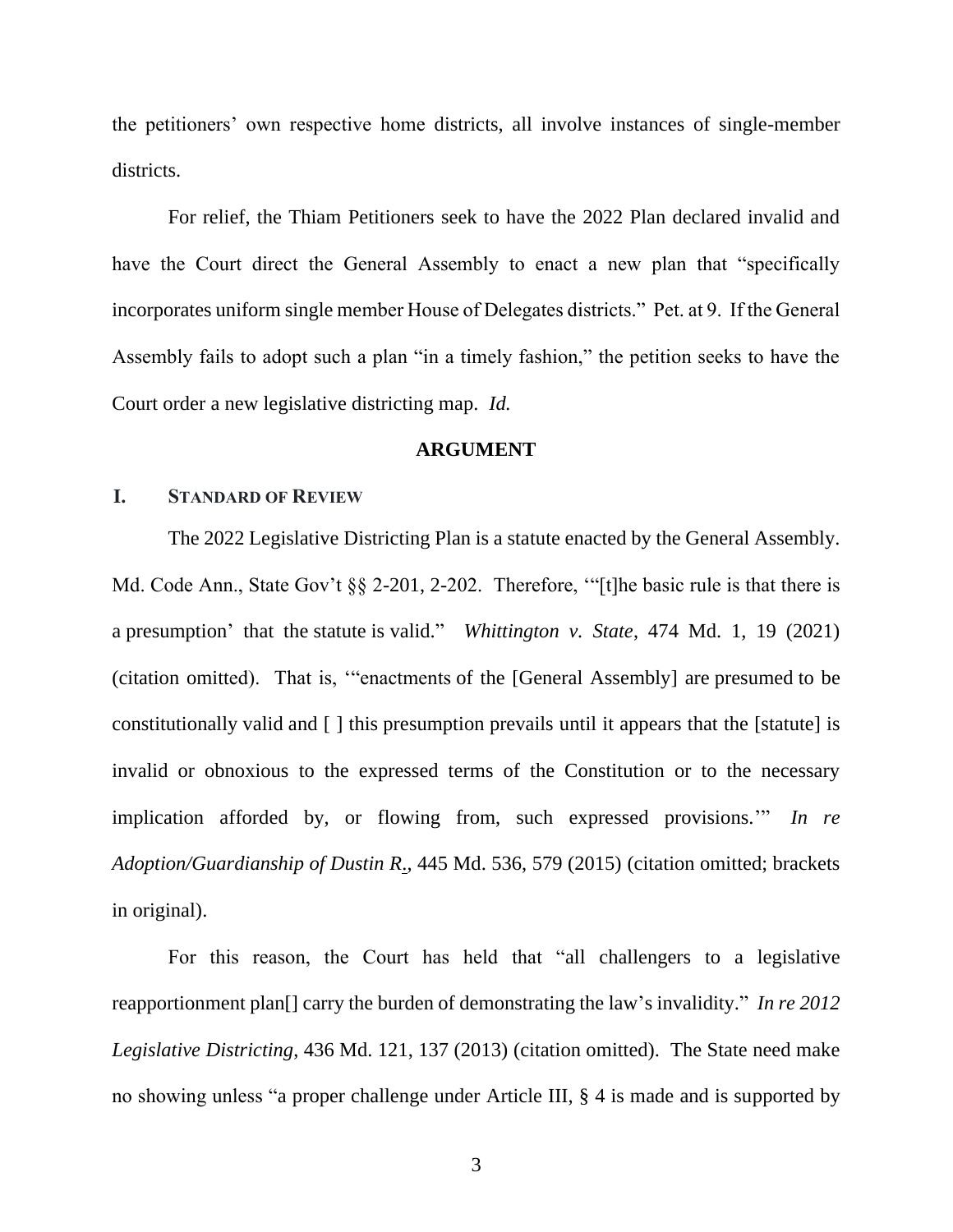the petitioners' own respective home districts, all involve instances of single-member districts.

For relief, the Thiam Petitioners seek to have the 2022 Plan declared invalid and have the Court direct the General Assembly to enact a new plan that "specifically incorporates uniform single member House of Delegates districts." Pet. at 9. If the General Assembly fails to adopt such a plan "in a timely fashion," the petition seeks to have the Court order a new legislative districting map. *Id.*

## ARGUMENT

### I. STANDARD OF REVIEW

The 2022 Legislative Districting Plan is a statute enacted by the General Assembly. Md. Code Ann., State Gov't §§ 2-201, 2-202. Therefore, '"[t]he basic rule is that there is a presumption' that the statute is valid." *Whittington v. State*, 474 Md. 1, 19 (2021) (citation omitted). That is, '"enactments of the [General Assembly] are presumed to be constitutionally valid and [ ] this presumption prevails until it appears that the [statute] is invalid or obnoxious to the expressed terms of the Constitution or to the necessary implication afforded by, or flowing from, such expressed provisions.'" *In re Adoption/Guardianship of Dustin R.*, 445 Md. 536, 579 (2015) (citation omitted; brackets in original).

For this reason, the Court has held that "all challengers to a legislative reapportionment plan[] carry the burden of demonstrating the law's invalidity." *In re 2012 Legislative Districting*, 436 Md. 121, 137 (2013) (citation omitted). The State need make no showing unless "a proper challenge under Article III, § 4 is made and is supported by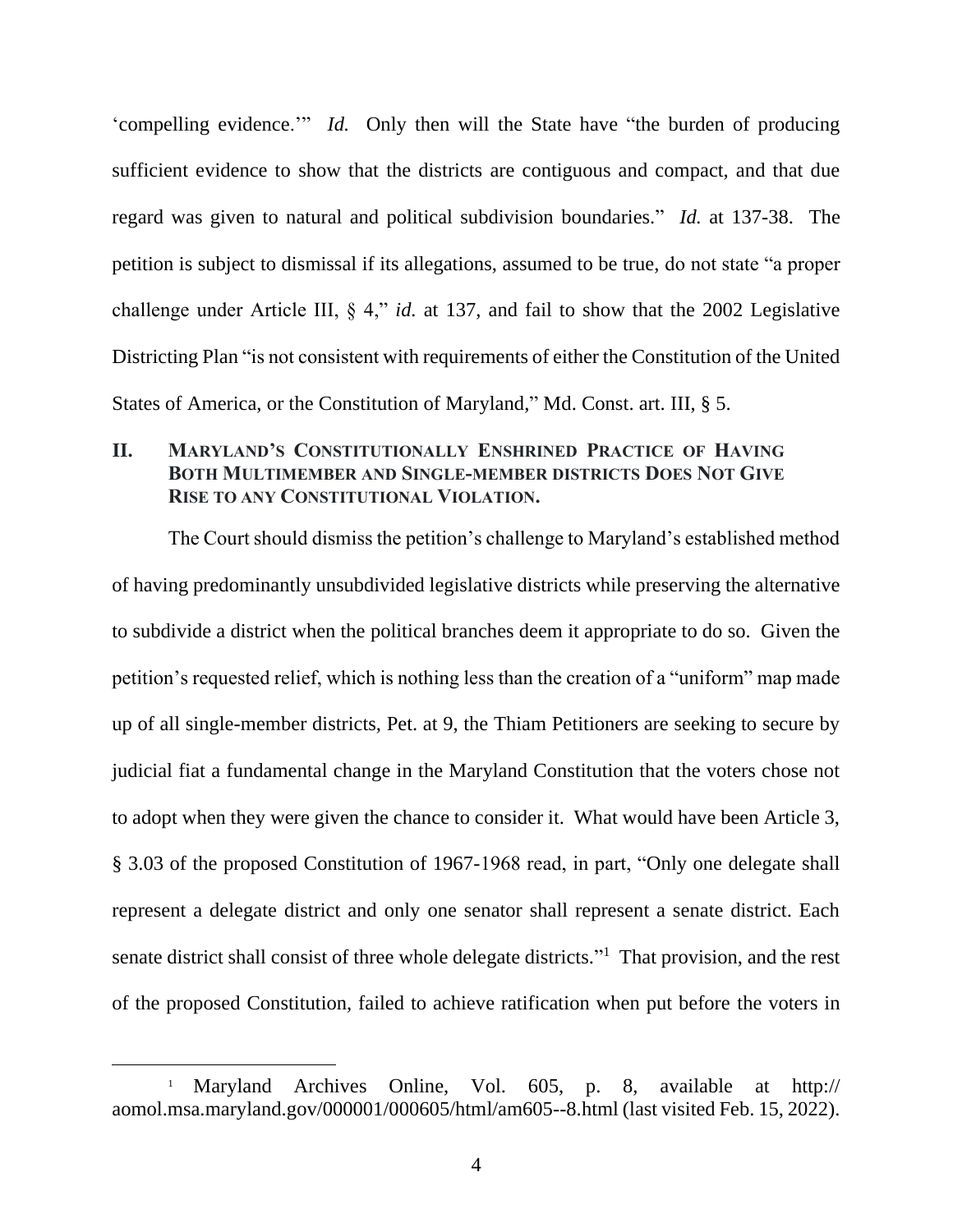'compelling evidence.'" *Id.* Only then will the State have "the burden of producing sufficient evidence to show that the districts are contiguous and compact, and that due regard was given to natural and political subdivision boundaries." *Id.* at 137-38. The petition is subject to dismissal if its allegations, assumed to be true, do not state "a proper challenge under Article III, § 4," *id.* at 137, and fail to show that the 2002 Legislative Districting Plan "is not consistent with requirements of either the Constitution of the United States of America, or the Constitution of Maryland," Md. Const. art. III, § 5.

## II. MARYLAND'S CONSTITUTIONALLY ENSHRINED PRACTICE OF HAVING BOTH MULTIMEMBER AND SINGLE-MEMBER DISTRICTS DOES NOT GIVE RISE TO ANY CONSTITUTIONAL VIOLATION.

The Court should dismiss the petition's challenge to Maryland's established method of having predominantly unsubdivided legislative districts while preserving the alternative to subdivide a district when the political branches deem it appropriate to do so. Given the petition's requested relief, which is nothing less than the creation of a "uniform" map made up of all single-member districts, Pet. at 9, the Thiam Petitioners are seeking to secure by judicial fiat a fundamental change in the Maryland Constitution that the voters chose not to adopt when they were given the chance to consider it. What would have been Article 3, § 3.03 of the proposed Constitution of 1967-1968 read, in part, "Only one delegate shall represent a delegate district and only one senator shall represent a senate district. Each senate district shall consist of three whole delegate districts."[1] That provision, and the rest of the proposed Constitution, failed to achieve ratification when put before the voters in

---

[1] Maryland Archives Online, Vol. 605, p. 8, available at http://aomol.msa.maryland.gov/000001/000605/html/am605--8.html (last visited Feb. 15, 2022).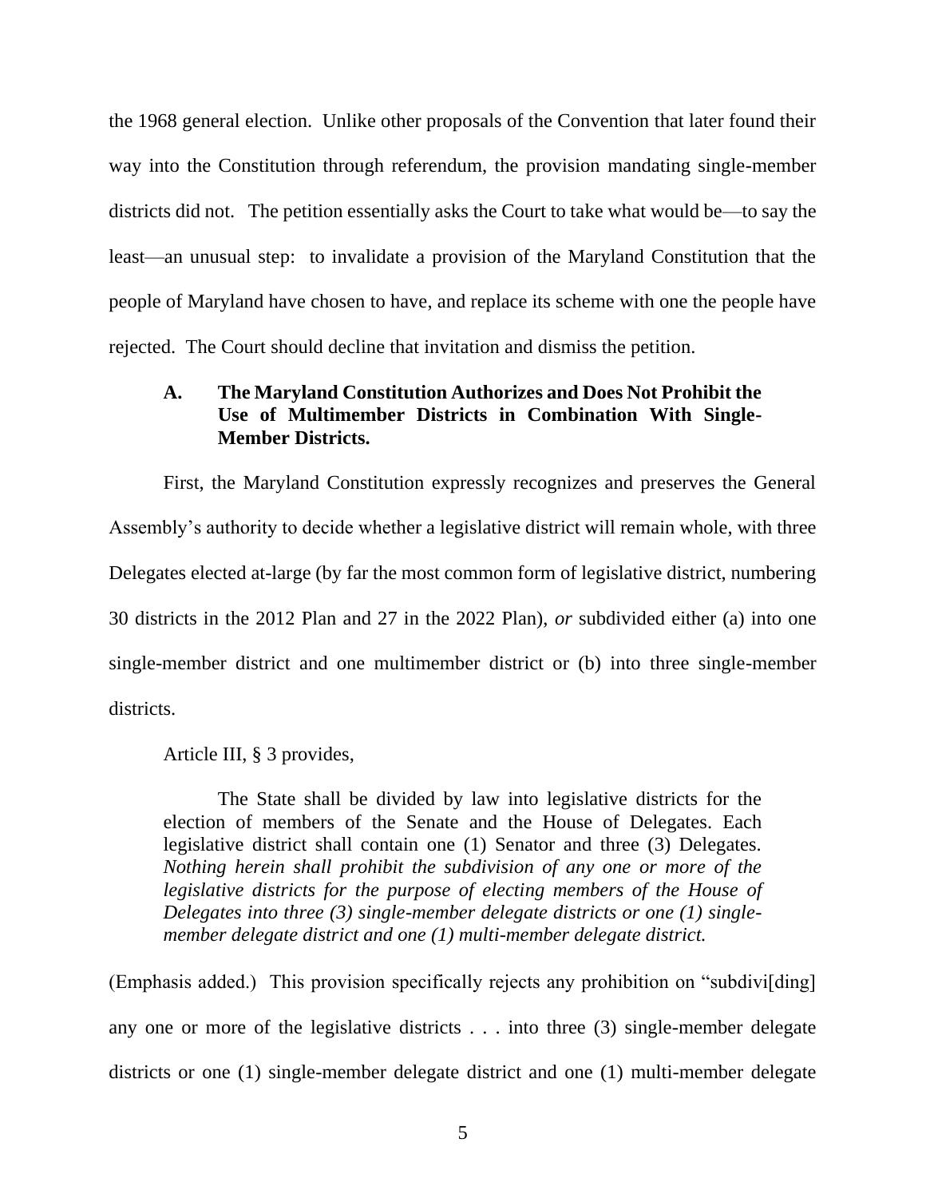the 1968 general election. Unlike other proposals of the Convention that later found their way into the Constitution through referendum, the provision mandating single-member districts did not. The petition essentially asks the Court to take what would be—to say the least—an unusual step: to invalidate a provision of the Maryland Constitution that the people of Maryland have chosen to have, and replace its scheme with one the people have rejected. The Court should decline that invitation and dismiss the petition.

### A. The Maryland Constitution Authorizes and Does Not Prohibit the Use of Multimember Districts in Combination With Single-Member Districts.

First, the Maryland Constitution expressly recognizes and preserves the General Assembly's authority to decide whether a legislative district will remain whole, with three Delegates elected at-large (by far the most common form of legislative district, numbering 30 districts in the 2012 Plan and 27 in the 2022 Plan), *or* subdivided either (a) into one single-member district and one multimember district or (b) into three single-member districts.

Article III, § 3 provides,

> The State shall be divided by law into legislative districts for the election of members of the Senate and the House of Delegates. Each legislative district shall contain one (1) Senator and three (3) Delegates. *Nothing herein shall prohibit the subdivision of any one or more of the legislative districts for the purpose of electing members of the House of Delegates into three (3) single-member delegate districts or one (1) single-member delegate district and one (1) multi-member delegate district.*

(Emphasis added.) This provision specifically rejects any prohibition on "subdivi[ding] any one or more of the legislative districts . . . into three (3) single-member delegate districts or one (1) single-member delegate district and one (1) multi-member delegate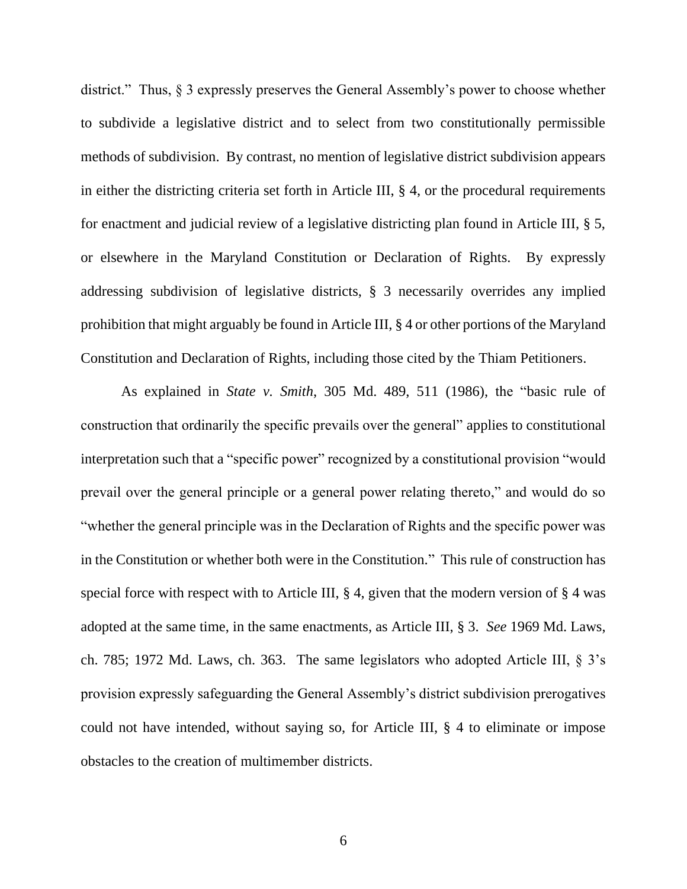district." Thus, § 3 expressly preserves the General Assembly's power to choose whether to subdivide a legislative district and to select from two constitutionally permissible methods of subdivision. By contrast, no mention of legislative district subdivision appears in either the districting criteria set forth in Article III, § 4, or the procedural requirements for enactment and judicial review of a legislative districting plan found in Article III, § 5, or elsewhere in the Maryland Constitution or Declaration of Rights. By expressly addressing subdivision of legislative districts, § 3 necessarily overrides any implied prohibition that might arguably be found in Article III, § 4 or other portions of the Maryland Constitution and Declaration of Rights, including those cited by the Thiam Petitioners.

As explained in *State v. Smith*, 305 Md. 489, 511 (1986), the "basic rule of construction that ordinarily the specific prevails over the general" applies to constitutional interpretation such that a "specific power" recognized by a constitutional provision "would prevail over the general principle or a general power relating thereto," and would do so "whether the general principle was in the Declaration of Rights and the specific power was in the Constitution or whether both were in the Constitution." This rule of construction has special force with respect with to Article III, § 4, given that the modern version of § 4 was adopted at the same time, in the same enactments, as Article III, § 3. *See* 1969 Md. Laws, ch. 785; 1972 Md. Laws, ch. 363. The same legislators who adopted Article III, § 3's provision expressly safeguarding the General Assembly's district subdivision prerogatives could not have intended, without saying so, for Article III, § 4 to eliminate or impose obstacles to the creation of multimember districts.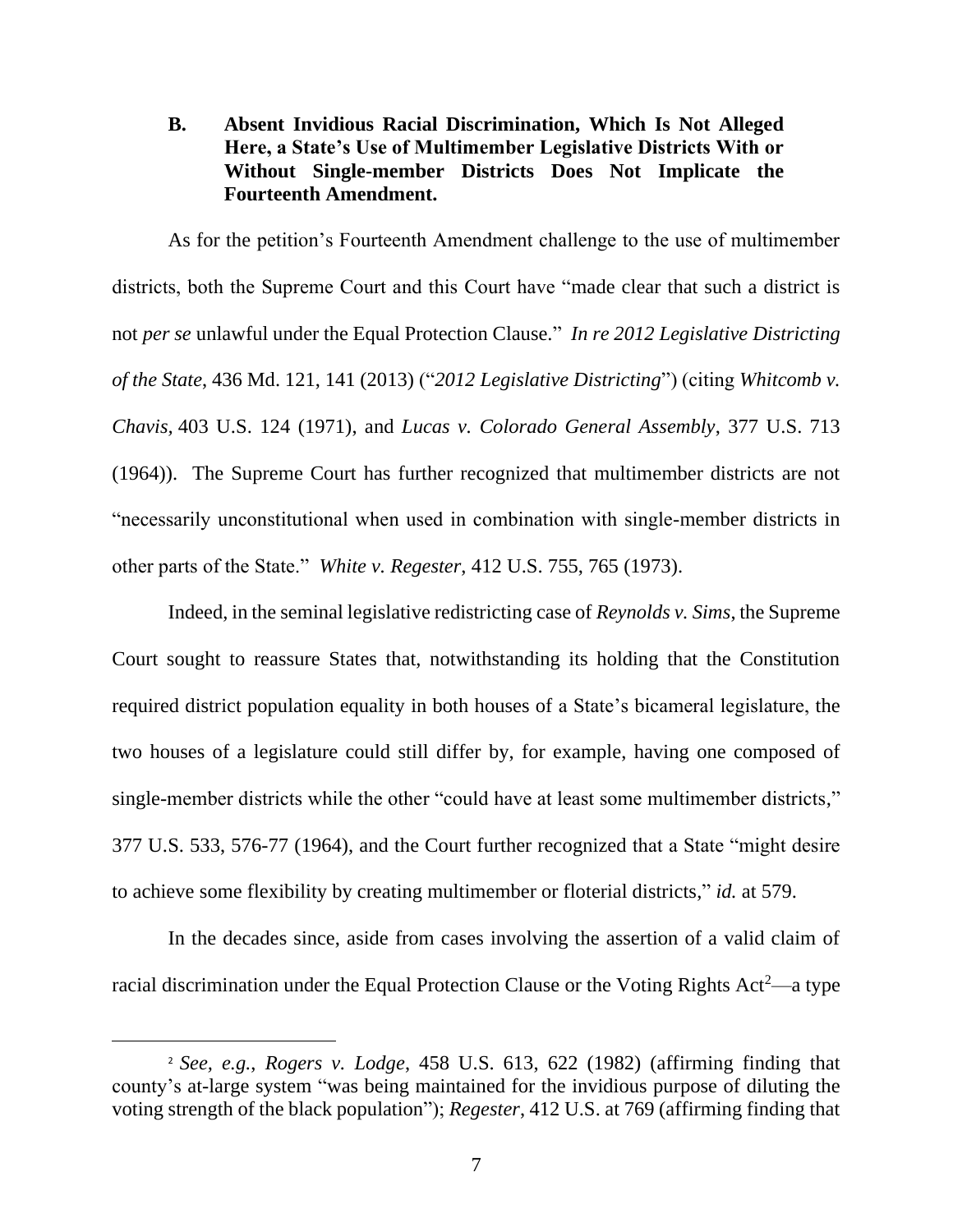### B. Absent Invidious Racial Discrimination, Which Is Not Alleged Here, a State's Use of Multimember Legislative Districts With or Without Single-member Districts Does Not Implicate the Fourteenth Amendment.

As for the petition's Fourteenth Amendment challenge to the use of multimember districts, both the Supreme Court and this Court have "made clear that such a district is not *per se* unlawful under the Equal Protection Clause." *In re 2012 Legislative Districting of the State*, 436 Md. 121, 141 (2013) ("*2012 Legislative Districting*") (citing *Whitcomb v. Chavis*, 403 U.S. 124 (1971), and *Lucas v. Colorado General Assembly*, 377 U.S. 713 (1964)). The Supreme Court has further recognized that multimember districts are not "necessarily unconstitutional when used in combination with single-member districts in other parts of the State." *White v. Regester*, 412 U.S. 755, 765 (1973).

Indeed, in the seminal legislative redistricting case of *Reynolds v. Sims*, the Supreme Court sought to reassure States that, notwithstanding its holding that the Constitution required district population equality in both houses of a State's bicameral legislature, the two houses of a legislature could still differ by, for example, having one composed of single-member districts while the other "could have at least some multimember districts," 377 U.S. 533, 576-77 (1964), and the Court further recognized that a State "might desire to achieve some flexibility by creating multimember or floterial districts," *id.* at 579.

In the decades since, aside from cases involving the assertion of a valid claim of racial discrimination under the Equal Protection Clause or the Voting Rights Act[2]—a type

[2] *See, e.g.*, *Rogers v. Lodge*, 458 U.S. 613, 622 (1982) (affirming finding that county's at-large system "was being maintained for the invidious purpose of diluting the voting strength of the black population"); *Regester*, 412 U.S. at 769 (affirming finding that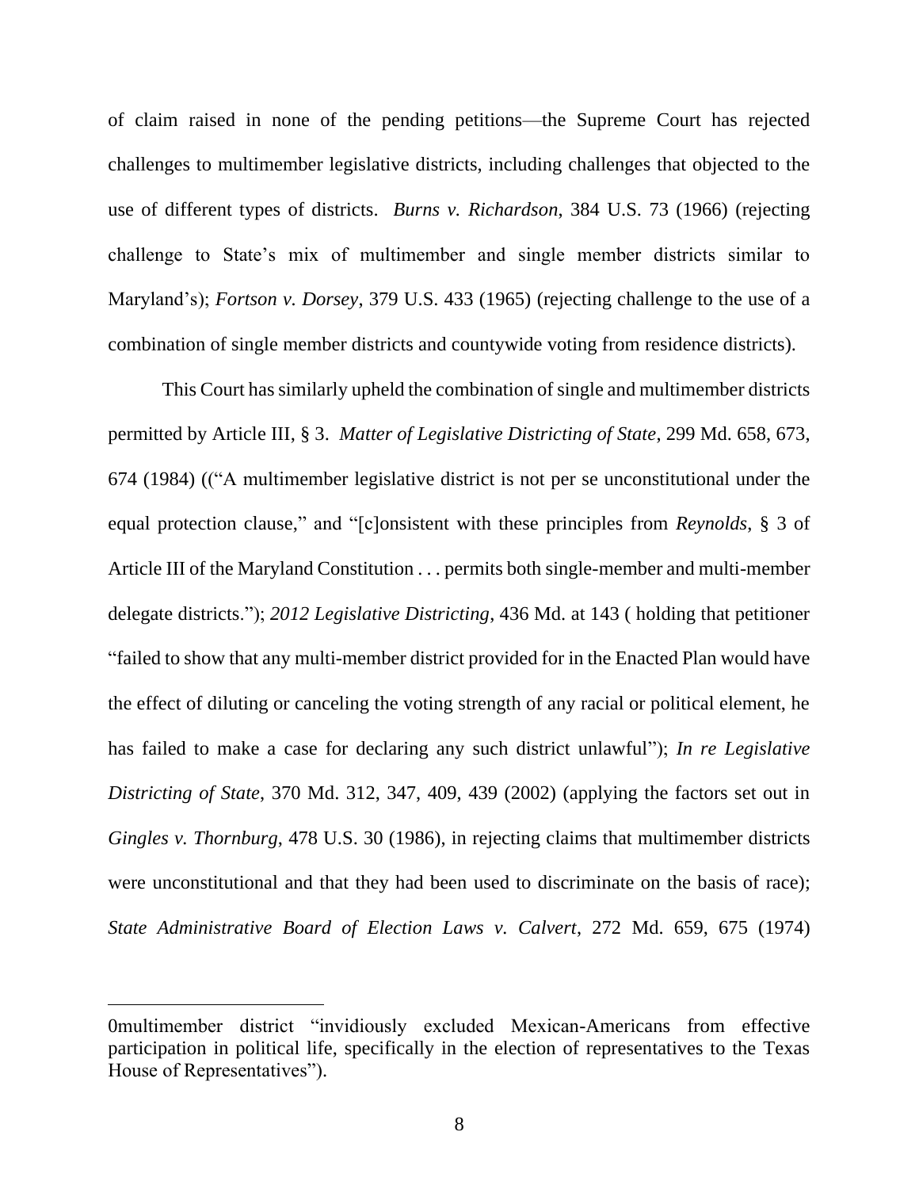of claim raised in none of the pending petitions—the Supreme Court has rejected challenges to multimember legislative districts, including challenges that objected to the use of different types of districts. *Burns v. Richardson*, 384 U.S. 73 (1966) (rejecting challenge to State's mix of multimember and single member districts similar to Maryland's); *Fortson v. Dorsey*, 379 U.S. 433 (1965) (rejecting challenge to the use of a combination of single member districts and countywide voting from residence districts).

This Court has similarly upheld the combination of single and multimember districts permitted by Article III, § 3. *Matter of Legislative Districting of State*, 299 Md. 658, 673, 674 (1984) ((“A multimember legislative district is not per se unconstitutional under the equal protection clause,” and “[c]onsistent with these principles from *Reynolds*, § 3 of Article III of the Maryland Constitution . . . permits both single-member and multi-member delegate districts.”); *2012 Legislative Districting*, 436 Md. at 143 ( holding that petitioner “failed to show that any multi-member district provided for in the Enacted Plan would have the effect of diluting or canceling the voting strength of any racial or political element, he has failed to make a case for declaring any such district unlawful”); *In re Legislative Districting of State*, 370 Md. 312, 347, 409, 439 (2002) (applying the factors set out in *Gingles v. Thornburg*, 478 U.S. 30 (1986), in rejecting claims that multimember districts were unconstitutional and that they had been used to discriminate on the basis of race); *State Administrative Board of Election Laws v. Calvert*, 272 Md. 659, 675 (1974)

---

0multimember district “invidiously excluded Mexican-Americans from effective participation in political life, specifically in the election of representatives to the Texas House of Representatives”).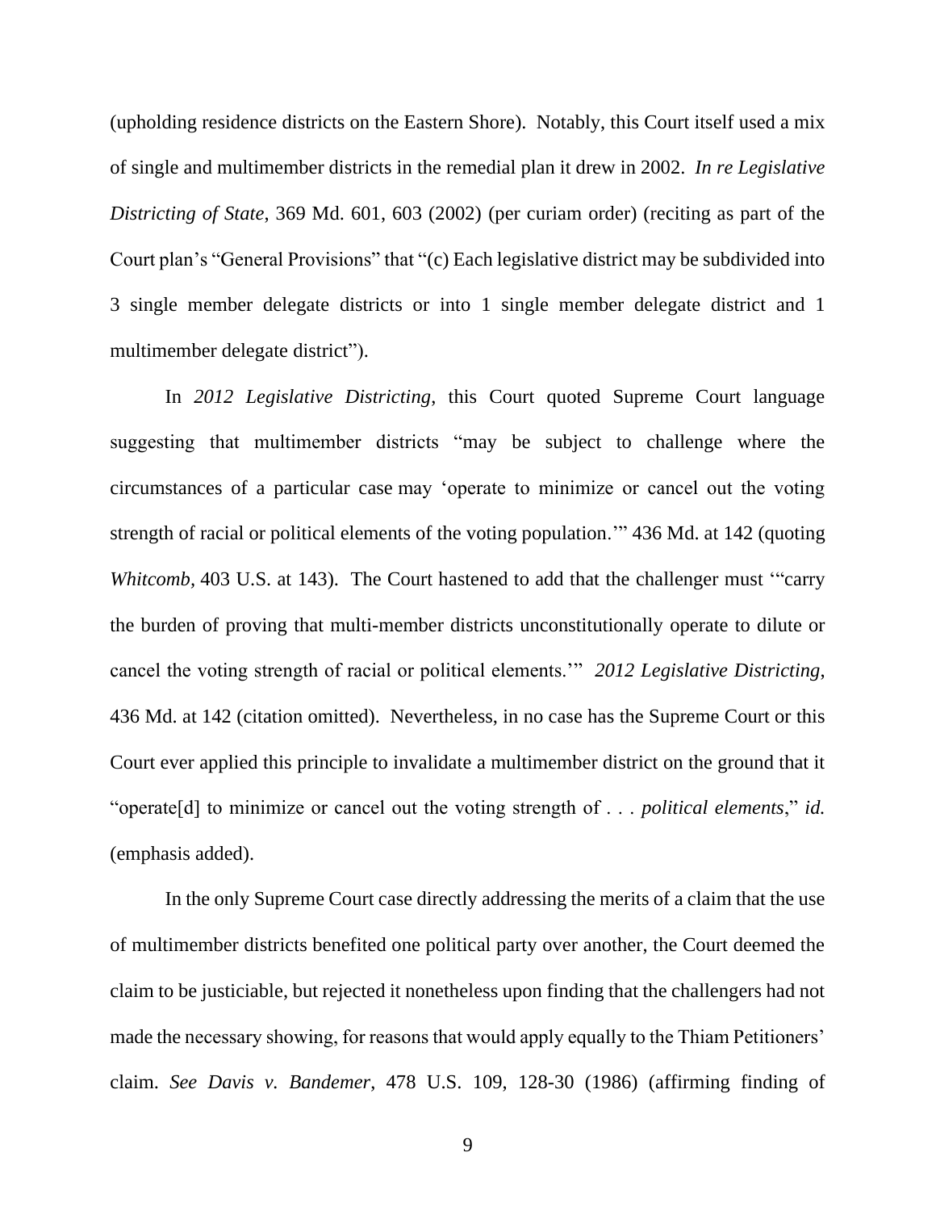(upholding residence districts on the Eastern Shore). Notably, this Court itself used a mix of single and multimember districts in the remedial plan it drew in 2002. *In re Legislative Districting of State*, 369 Md. 601, 603 (2002) (per curiam order) (reciting as part of the Court plan's "General Provisions" that "(c) Each legislative district may be subdivided into 3 single member delegate districts or into 1 single member delegate district and 1 multimember delegate district").

In *2012 Legislative Districting*, this Court quoted Supreme Court language suggesting that multimember districts "may be subject to challenge where the circumstances of a particular case may 'operate to minimize or cancel out the voting strength of racial or political elements of the voting population.'" 436 Md. at 142 (quoting *Whitcomb*, 403 U.S. at 143). The Court hastened to add that the challenger must '"carry the burden of proving that multi-member districts unconstitutionally operate to dilute or cancel the voting strength of racial or political elements.'" *2012 Legislative Districting*, 436 Md. at 142 (citation omitted). Nevertheless, in no case has the Supreme Court or this Court ever applied this principle to invalidate a multimember district on the ground that it "operate[d] to minimize or cancel out the voting strength of . . . *political elements*," *id.* (emphasis added).

In the only Supreme Court case directly addressing the merits of a claim that the use of multimember districts benefited one political party over another, the Court deemed the claim to be justiciable, but rejected it nonetheless upon finding that the challengers had not made the necessary showing, for reasons that would apply equally to the Thiam Petitioners' claim. *See Davis v. Bandemer*, 478 U.S. 109, 128-30 (1986) (affirming finding of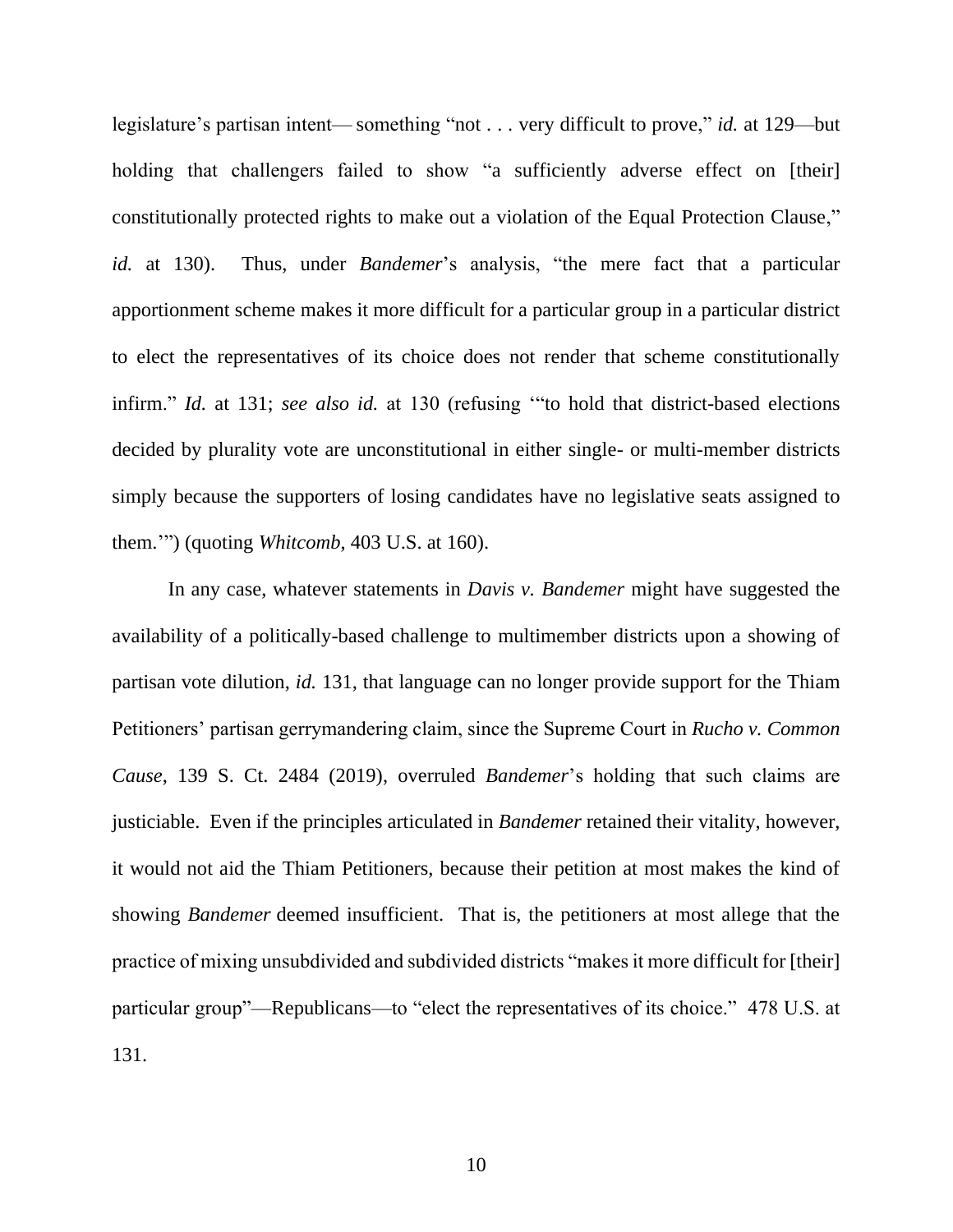legislature's partisan intent— something "not . . . very difficult to prove," *id.* at 129—but holding that challengers failed to show "a sufficiently adverse effect on [their] constitutionally protected rights to make out a violation of the Equal Protection Clause," *id.* at 130). Thus, under *Bandemer*'s analysis, "the mere fact that a particular apportionment scheme makes it more difficult for a particular group in a particular district to elect the representatives of its choice does not render that scheme constitutionally infirm." *Id.* at 131; *see also id.* at 130 (refusing '"to hold that district-based elections decided by plurality vote are unconstitutional in either single- or multi-member districts simply because the supporters of losing candidates have no legislative seats assigned to them.'") (quoting *Whitcomb*, 403 U.S. at 160).

In any case, whatever statements in *Davis v. Bandemer* might have suggested the availability of a politically-based challenge to multimember districts upon a showing of partisan vote dilution, *id.* 131, that language can no longer provide support for the Thiam Petitioners' partisan gerrymandering claim, since the Supreme Court in *Rucho v. Common Cause*, 139 S. Ct. 2484 (2019), overruled *Bandemer*'s holding that such claims are justiciable. Even if the principles articulated in *Bandemer* retained their vitality, however, it would not aid the Thiam Petitioners, because their petition at most makes the kind of showing *Bandemer* deemed insufficient. That is, the petitioners at most allege that the practice of mixing unsubdivided and subdivided districts "makes it more difficult for [their] particular group"—Republicans—to "elect the representatives of its choice." 478 U.S. at 131.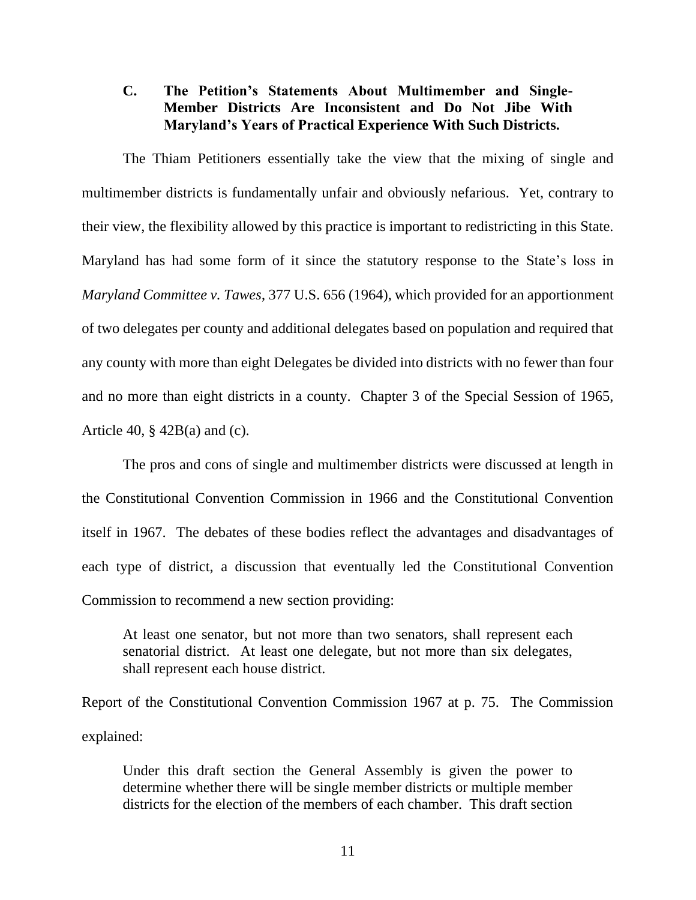### C. The Petition's Statements About Multimember and Single-Member Districts Are Inconsistent and Do Not Jibe With Maryland's Years of Practical Experience With Such Districts.

The Thiam Petitioners essentially take the view that the mixing of single and multimember districts is fundamentally unfair and obviously nefarious. Yet, contrary to their view, the flexibility allowed by this practice is important to redistricting in this State. Maryland has had some form of it since the statutory response to the State's loss in *Maryland Committee v. Tawes*, 377 U.S. 656 (1964), which provided for an apportionment of two delegates per county and additional delegates based on population and required that any county with more than eight Delegates be divided into districts with no fewer than four and no more than eight districts in a county. Chapter 3 of the Special Session of 1965, Article 40, § 42B(a) and (c).

The pros and cons of single and multimember districts were discussed at length in the Constitutional Convention Commission in 1966 and the Constitutional Convention itself in 1967. The debates of these bodies reflect the advantages and disadvantages of each type of district, a discussion that eventually led the Constitutional Convention Commission to recommend a new section providing:

> At least one senator, but not more than two senators, shall represent each senatorial district. At least one delegate, but not more than six delegates, shall represent each house district.

Report of the Constitutional Convention Commission 1967 at p. 75. The Commission explained:

> Under this draft section the General Assembly is given the power to determine whether there will be single member districts or multiple member districts for the election of the members of each chamber. This draft section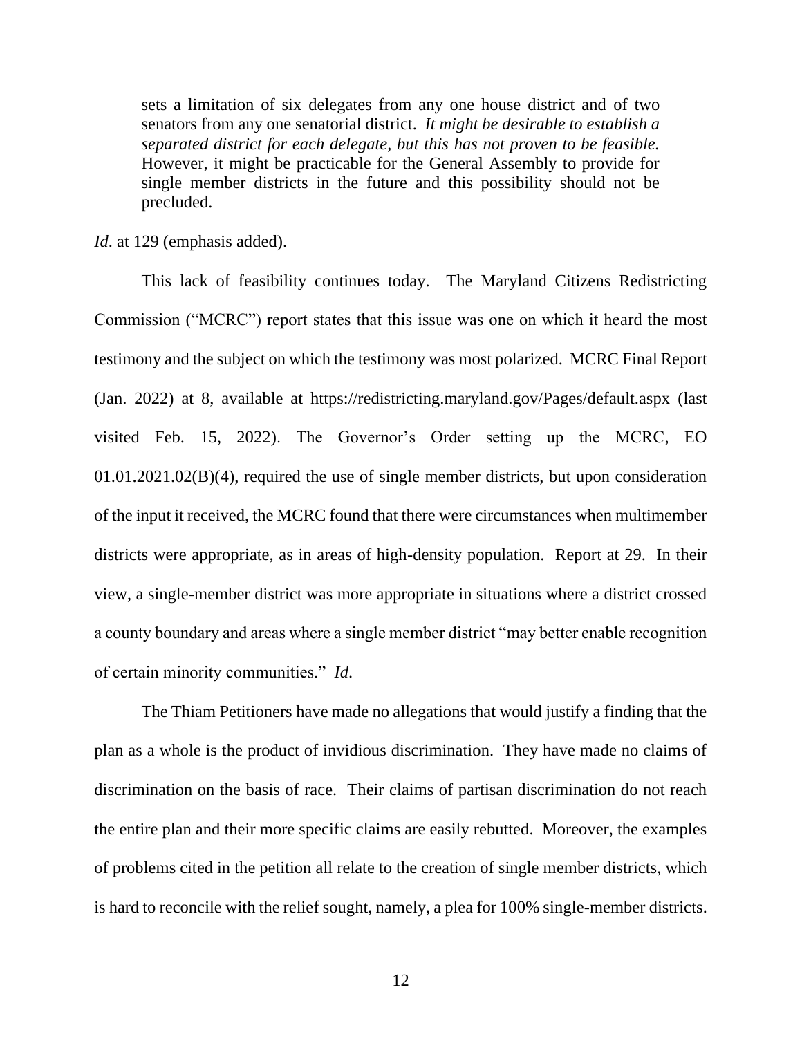> sets a limitation of six delegates from any one house district and of two senators from any one senatorial district. *It might be desirable to establish a separated district for each delegate, but this has not proven to be feasible.* However, it might be practicable for the General Assembly to provide for single member districts in the future and this possibility should not be precluded.

*Id*. at 129 (emphasis added).

This lack of feasibility continues today. The Maryland Citizens Redistricting Commission ("MCRC") report states that this issue was one on which it heard the most testimony and the subject on which the testimony was most polarized. MCRC Final Report (Jan. 2022) at 8, available at https://redistricting.maryland.gov/Pages/default.aspx (last visited Feb. 15, 2022). The Governor's Order setting up the MCRC, EO 01.01.2021.02(B)(4), required the use of single member districts, but upon consideration of the input it received, the MCRC found that there were circumstances when multimember districts were appropriate, as in areas of high-density population. Report at 29. In their view, a single-member district was more appropriate in situations where a district crossed a county boundary and areas where a single member district "may better enable recognition of certain minority communities." *Id*.

The Thiam Petitioners have made no allegations that would justify a finding that the plan as a whole is the product of invidious discrimination. They have made no claims of discrimination on the basis of race. Their claims of partisan discrimination do not reach the entire plan and their more specific claims are easily rebutted. Moreover, the examples of problems cited in the petition all relate to the creation of single member districts, which is hard to reconcile with the relief sought, namely, a plea for 100% single-member districts.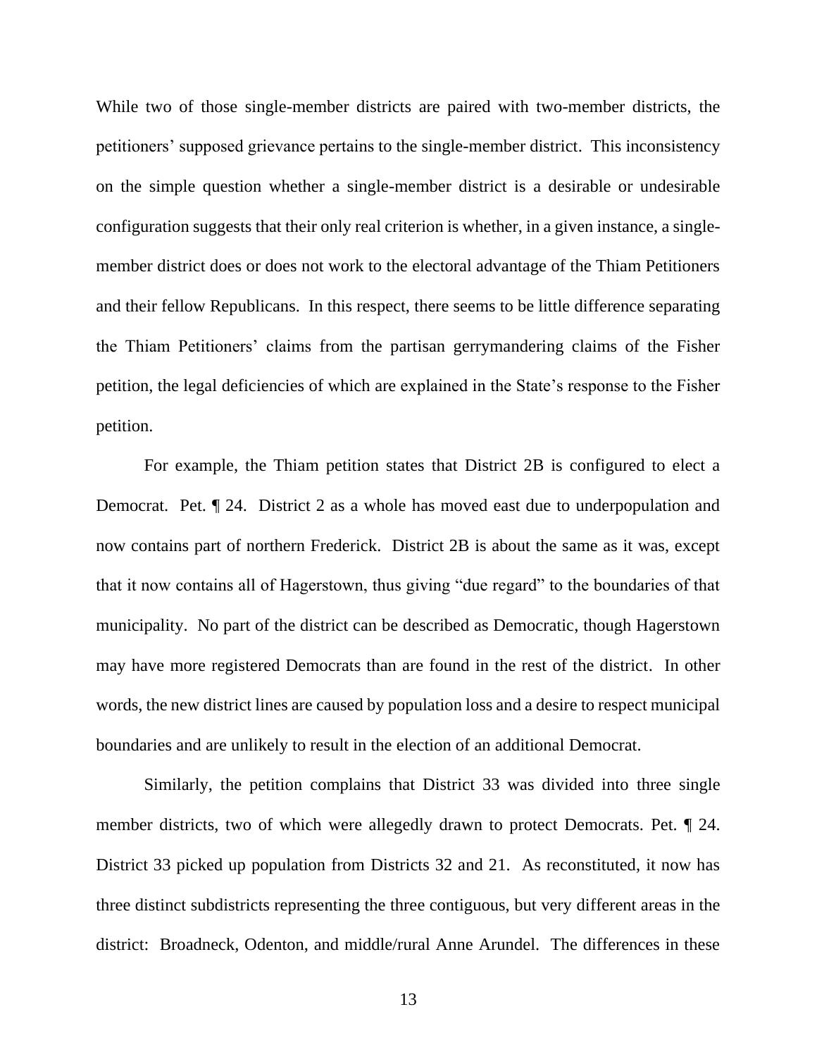While two of those single-member districts are paired with two-member districts, the petitioners' supposed grievance pertains to the single-member district. This inconsistency on the simple question whether a single-member district is a desirable or undesirable configuration suggests that their only real criterion is whether, in a given instance, a single-member district does or does not work to the electoral advantage of the Thiam Petitioners and their fellow Republicans. In this respect, there seems to be little difference separating the Thiam Petitioners' claims from the partisan gerrymandering claims of the Fisher petition, the legal deficiencies of which are explained in the State's response to the Fisher petition.

For example, the Thiam petition states that District 2B is configured to elect a Democrat. Pet. ¶ 24. District 2 as a whole has moved east due to underpopulation and now contains part of northern Frederick. District 2B is about the same as it was, except that it now contains all of Hagerstown, thus giving "due regard" to the boundaries of that municipality. No part of the district can be described as Democratic, though Hagerstown may have more registered Democrats than are found in the rest of the district. In other words, the new district lines are caused by population loss and a desire to respect municipal boundaries and are unlikely to result in the election of an additional Democrat.

Similarly, the petition complains that District 33 was divided into three single member districts, two of which were allegedly drawn to protect Democrats. Pet. ¶ 24. District 33 picked up population from Districts 32 and 21. As reconstituted, it now has three distinct subdistricts representing the three contiguous, but very different areas in the district: Broadneck, Odenton, and middle/rural Anne Arundel. The differences in these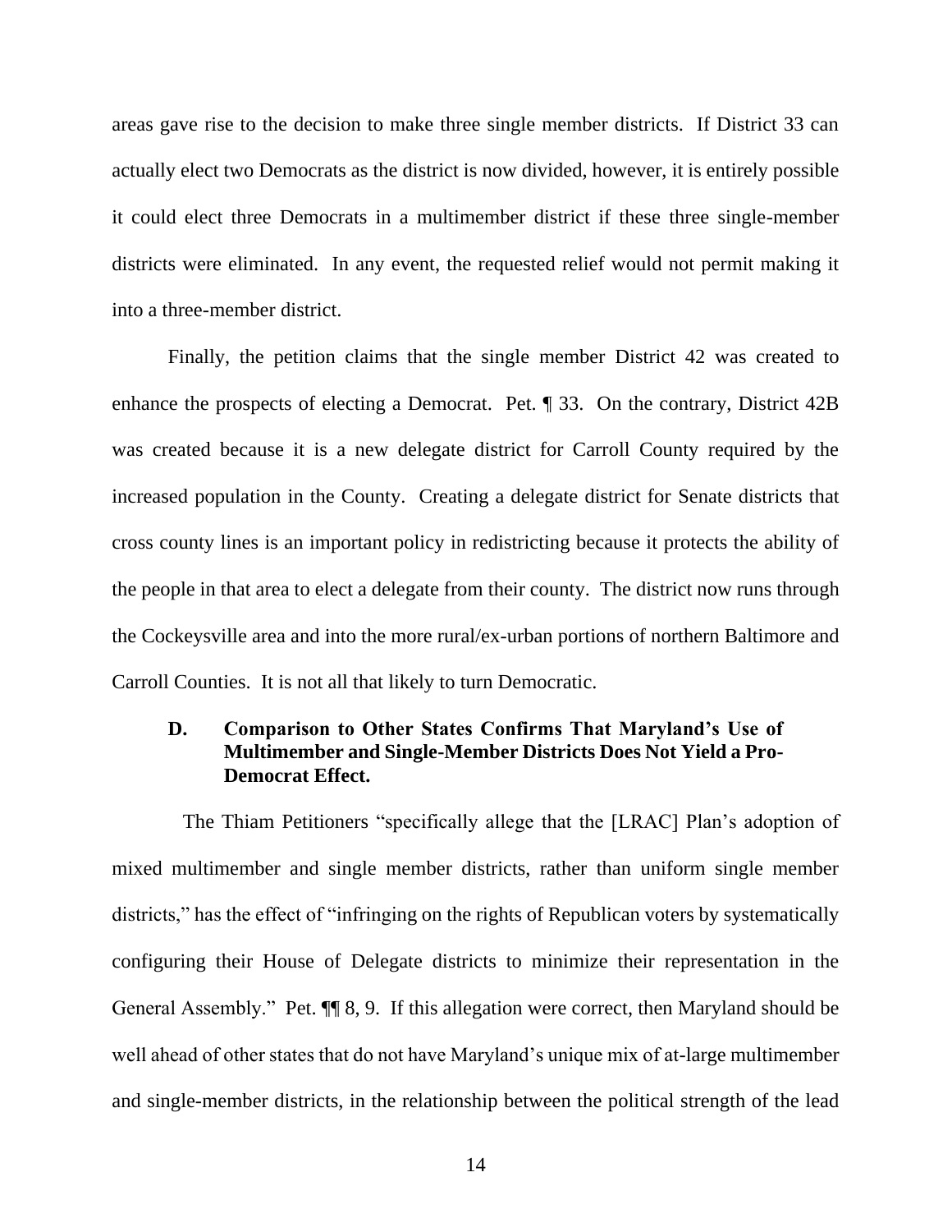areas gave rise to the decision to make three single member districts. If District 33 can actually elect two Democrats as the district is now divided, however, it is entirely possible it could elect three Democrats in a multimember district if these three single-member districts were eliminated. In any event, the requested relief would not permit making it into a three-member district.

Finally, the petition claims that the single member District 42 was created to enhance the prospects of electing a Democrat. Pet. ¶ 33. On the contrary, District 42B was created because it is a new delegate district for Carroll County required by the increased population in the County. Creating a delegate district for Senate districts that cross county lines is an important policy in redistricting because it protects the ability of the people in that area to elect a delegate from their county. The district now runs through the Cockeysville area and into the more rural/ex-urban portions of northern Baltimore and Carroll Counties. It is not all that likely to turn Democratic.

### D. Comparison to Other States Confirms That Maryland's Use of Multimember and Single-Member Districts Does Not Yield a Pro-Democrat Effect.

The Thiam Petitioners "specifically allege that the [LRAC] Plan's adoption of mixed multimember and single member districts, rather than uniform single member districts," has the effect of "infringing on the rights of Republican voters by systematically configuring their House of Delegate districts to minimize their representation in the General Assembly." Pet. ¶¶ 8, 9. If this allegation were correct, then Maryland should be well ahead of other states that do not have Maryland's unique mix of at-large multimember and single-member districts, in the relationship between the political strength of the lead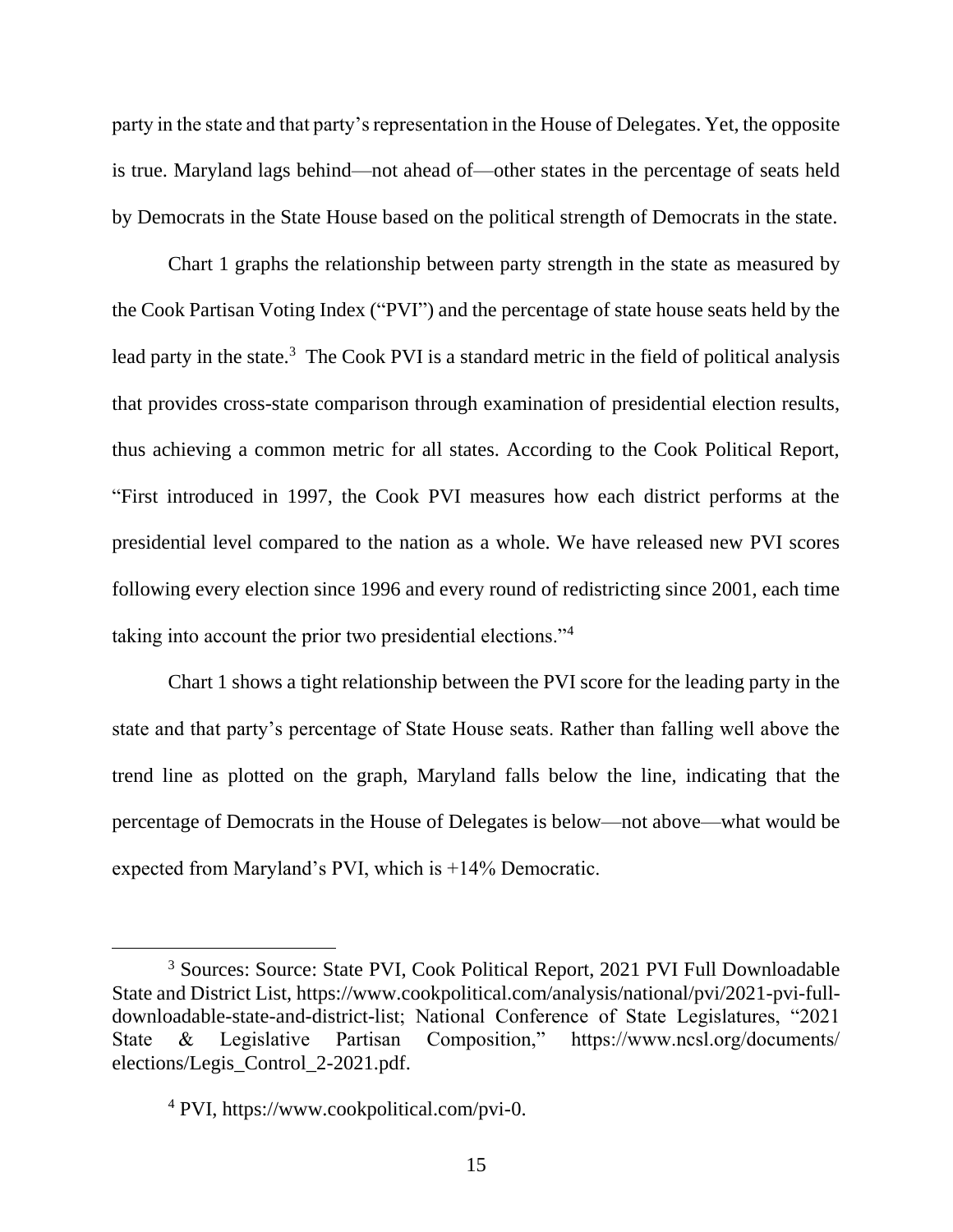party in the state and that party's representation in the House of Delegates. Yet, the opposite is true. Maryland lags behind—not ahead of—other states in the percentage of seats held by Democrats in the State House based on the political strength of Democrats in the state.

Chart 1 graphs the relationship between party strength in the state as measured by the Cook Partisan Voting Index ("PVI") and the percentage of state house seats held by the lead party in the state.[3] The Cook PVI is a standard metric in the field of political analysis that provides cross-state comparison through examination of presidential election results, thus achieving a common metric for all states. According to the Cook Political Report, "First introduced in 1997, the Cook PVI measures how each district performs at the presidential level compared to the nation as a whole. We have released new PVI scores following every election since 1996 and every round of redistricting since 2001, each time taking into account the prior two presidential elections."[4]

Chart 1 shows a tight relationship between the PVI score for the leading party in the state and that party's percentage of State House seats. Rather than falling well above the trend line as plotted on the graph, Maryland falls below the line, indicating that the percentage of Democrats in the House of Delegates is below—not above—what would be expected from Maryland's PVI, which is +14% Democratic.

---

[3] Sources: Source: State PVI, Cook Political Report, 2021 PVI Full Downloadable State and District List, https://www.cookpolitical.com/analysis/national/pvi/2021-pvi-full-downloadable-state-and-district-list; National Conference of State Legislatures, "2021 State & Legislative Partisan Composition," https://www.ncsl.org/documents/elections/Legis_Control_2-2021.pdf.

[4] PVI, https://www.cookpolitical.com/pvi-0.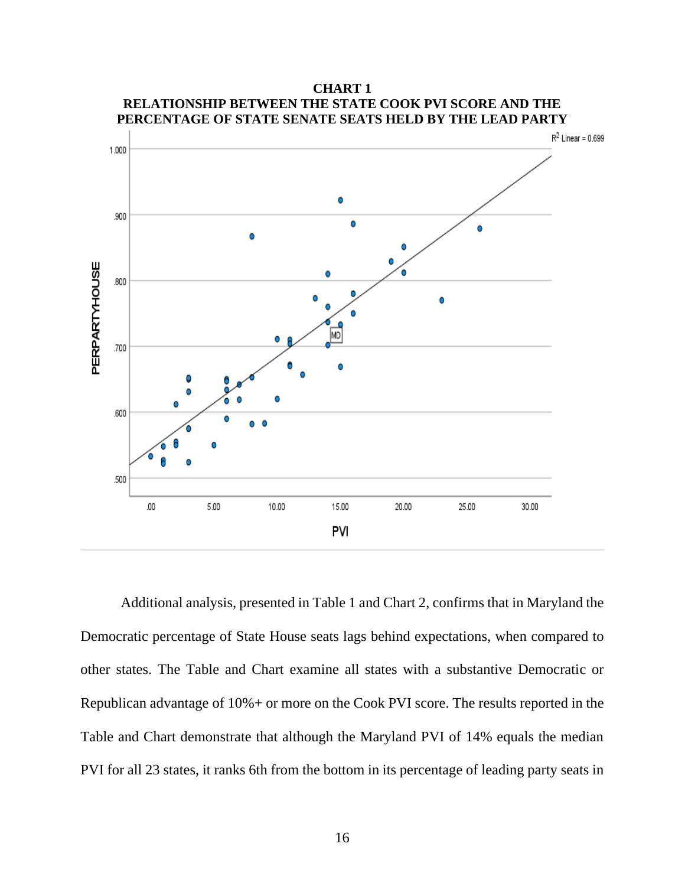**CHART 1**
**RELATIONSHIP BETWEEN THE STATE COOK PVI SCORE AND THE PERCENTAGE OF STATE SENATE SEATS HELD BY THE LEAD PARTY**

Additional analysis, presented in Table 1 and Chart 2, confirms that in Maryland the Democratic percentage of State House seats lags behind expectations, when compared to other states. The Table and Chart examine all states with a substantive Democratic or Republican advantage of 10%+ or more on the Cook PVI score. The results reported in the Table and Chart demonstrate that although the Maryland PVI of 14% equals the median PVI for all 23 states, it ranks 6th from the bottom in its percentage of leading party seats in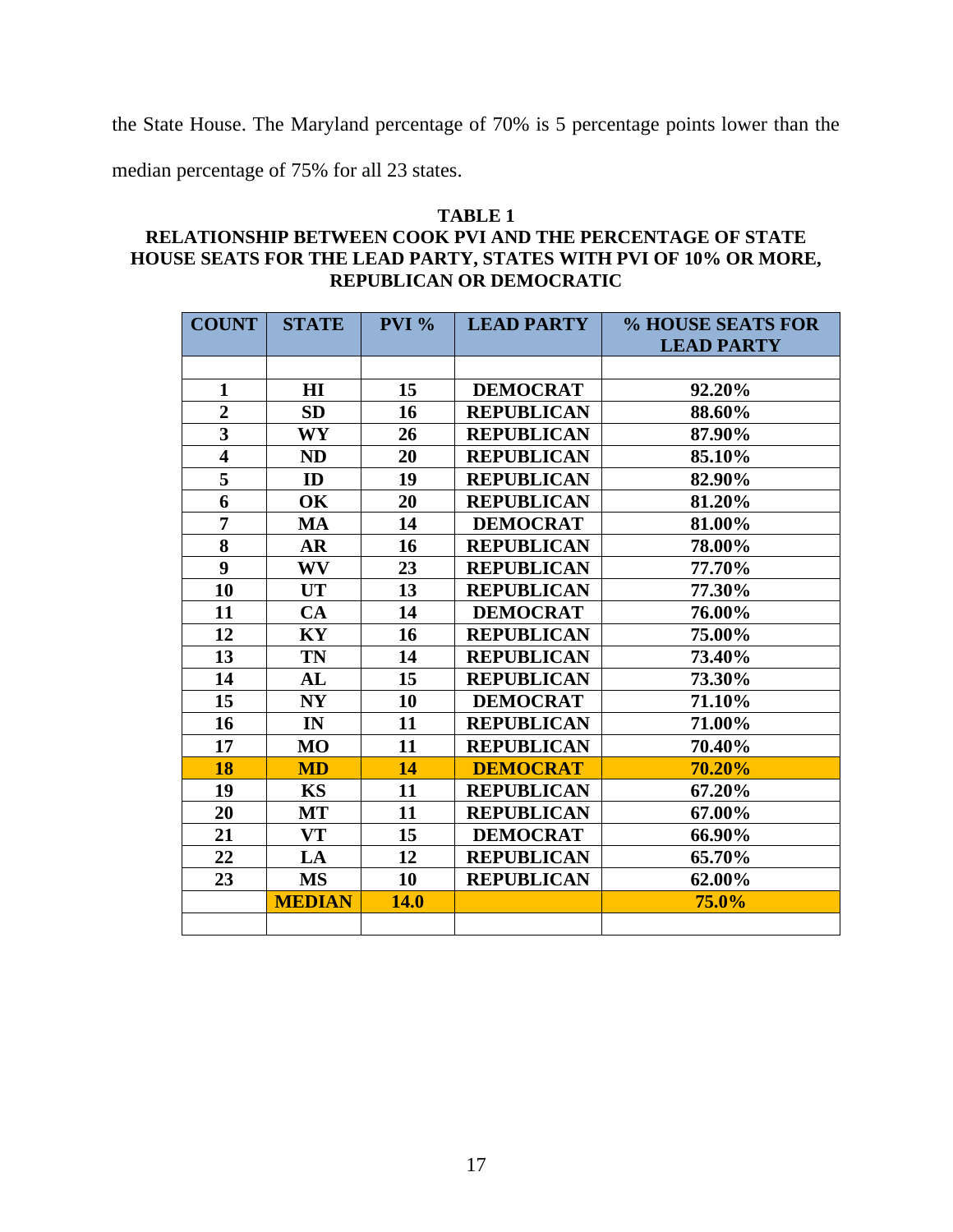the State House. The Maryland percentage of 70% is 5 percentage points lower than the median percentage of 75% for all 23 states.

**TABLE 1**
**RELATIONSHIP BETWEEN COOK PVI AND THE PERCENTAGE OF STATE HOUSE SEATS FOR THE LEAD PARTY, STATES WITH PVI OF 10% OR MORE, REPUBLICAN OR DEMOCRATIC**

| COUNT | STATE | PVI % | LEAD PARTY | % HOUSE SEATS FOR LEAD PARTY |
|---|---|---|---|---|
| | | | | |
| 1 | HI | 15 | DEMOCRAT | 92.20% |
| 2 | SD | 16 | REPUBLICAN | 88.60% |
| 3 | WY | 26 | REPUBLICAN | 87.90% |
| 4 | ND | 20 | REPUBLICAN | 85.10% |
| 5 | ID | 19 | REPUBLICAN | 82.90% |
| 6 | OK | 20 | REPUBLICAN | 81.20% |
| 7 | MA | 14 | DEMOCRAT | 81.00% |
| 8 | AR | 16 | REPUBLICAN | 78.00% |
| 9 | WV | 23 | REPUBLICAN | 77.70% |
| 10 | UT | 13 | REPUBLICAN | 77.30% |
| 11 | CA | 14 | DEMOCRAT | 76.00% |
| 12 | KY | 16 | REPUBLICAN | 75.00% |
| 13 | TN | 14 | REPUBLICAN | 73.40% |
| 14 | AL | 15 | REPUBLICAN | 73.30% |
| 15 | NY | 10 | DEMOCRAT | 71.10% |
| 16 | IN | 11 | REPUBLICAN | 71.00% |
| 17 | MO | 11 | REPUBLICAN | 70.40% |
| 18 | MD | 14 | DEMOCRAT | 70.20% |
| 19 | KS | 11 | REPUBLICAN | 67.20% |
| 20 | MT | 11 | REPUBLICAN | 67.00% |
| 21 | VT | 15 | DEMOCRAT | 66.90% |
| 22 | LA | 12 | REPUBLICAN | 65.70% |
| 23 | MS | 10 | REPUBLICAN | 62.00% |
| | MEDIAN | 14.0 | | 75.0% |
| | | | | |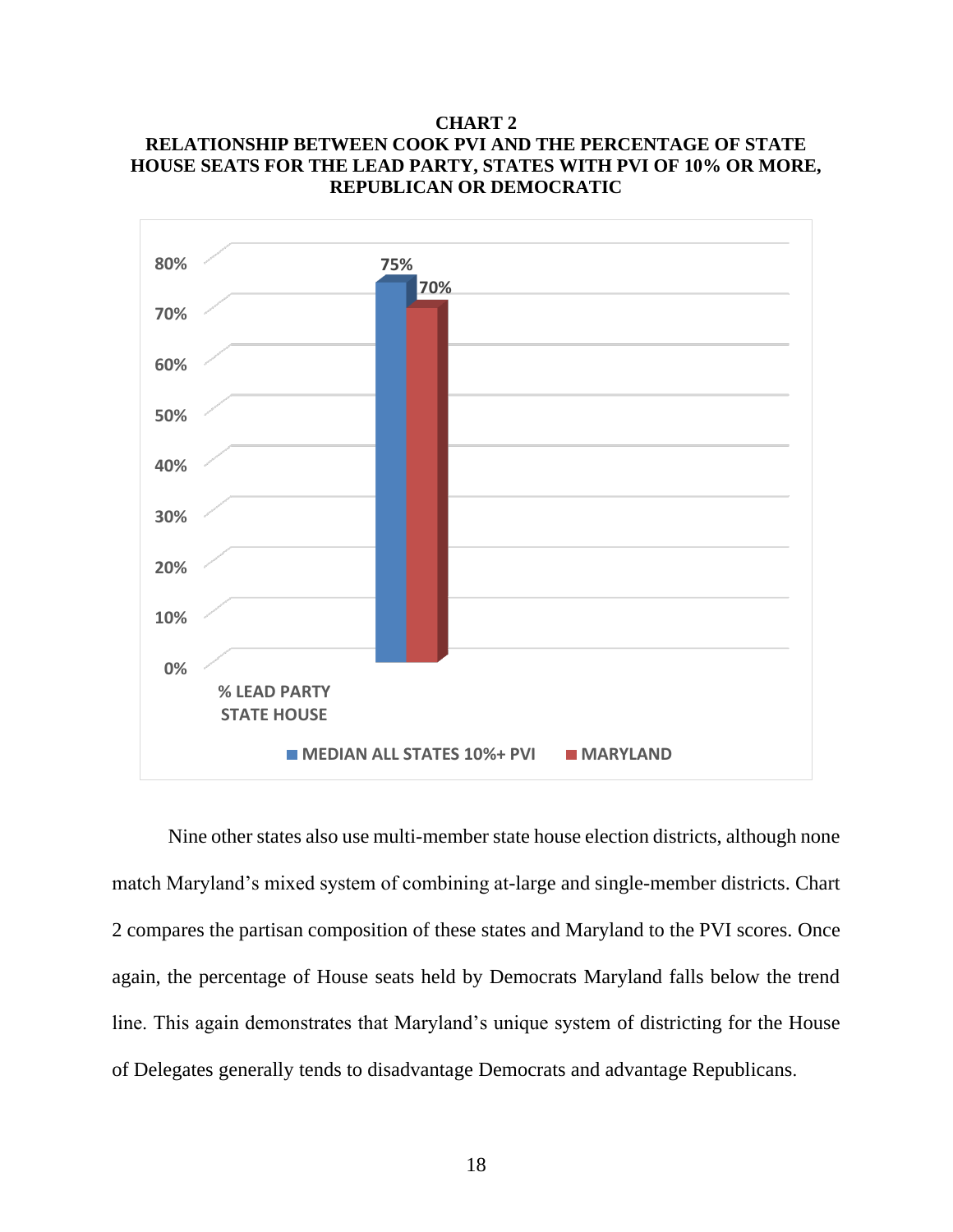**CHART 2**
**RELATIONSHIP BETWEEN COOK PVI AND THE PERCENTAGE OF STATE HOUSE SEATS FOR THE LEAD PARTY, STATES WITH PVI OF 10% OR MORE, REPUBLICAN OR DEMOCRATIC**

| | MEDIAN ALL STATES 10%+ PVI | MARYLAND |
|---|---|---|
| % LEAD PARTY STATE HOUSE | 75% | 70% |

Nine other states also use multi-member state house election districts, although none match Maryland's mixed system of combining at-large and single-member districts. Chart 2 compares the partisan composition of these states and Maryland to the PVI scores. Once again, the percentage of House seats held by Democrats Maryland falls below the trend line. This again demonstrates that Maryland's unique system of districting for the House of Delegates generally tends to disadvantage Democrats and advantage Republicans.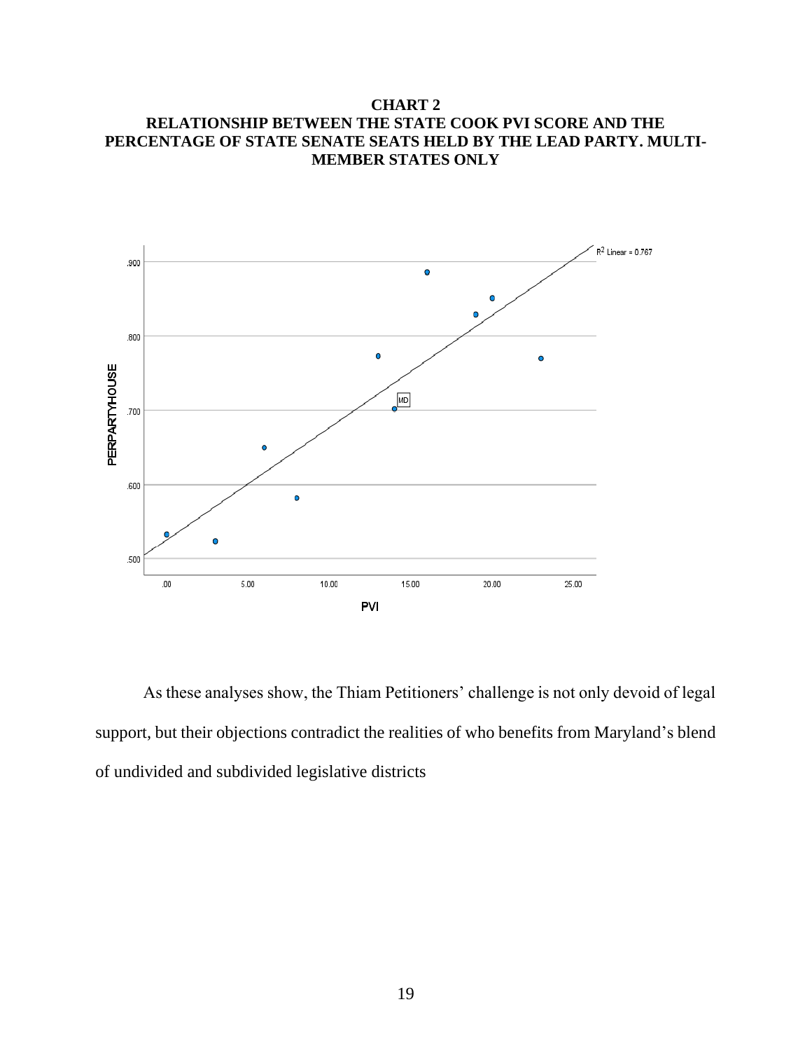**CHART 2**
**RELATIONSHIP BETWEEN THE STATE COOK PVI SCORE AND THE PERCENTAGE OF STATE SENATE SEATS HELD BY THE LEAD PARTY. MULTI-MEMBER STATES ONLY**

As these analyses show, the Thiam Petitioners' challenge is not only devoid of legal support, but their objections contradict the realities of who benefits from Maryland's blend of undivided and subdivided legislative districts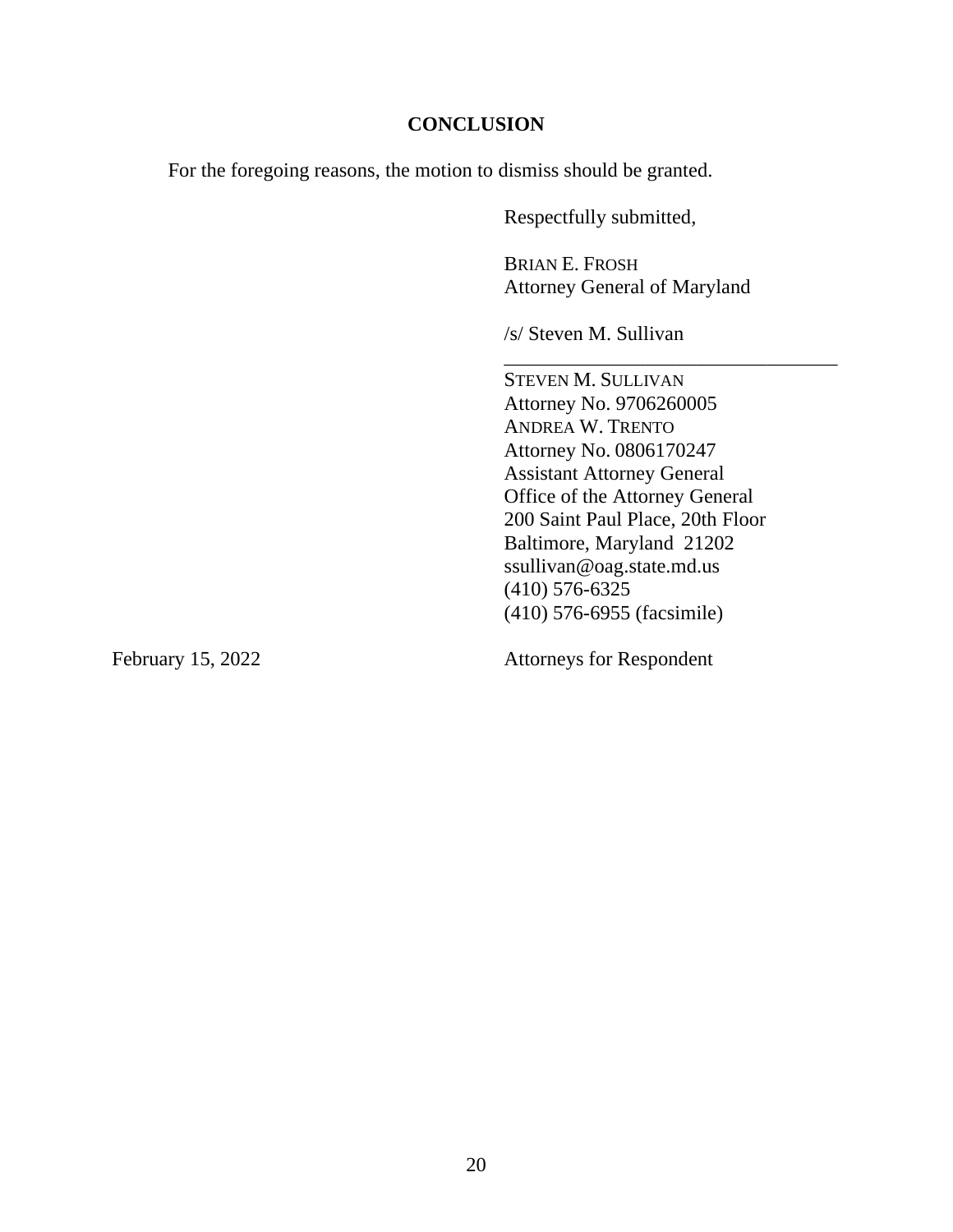**CONCLUSION**

For the foregoing reasons, the motion to dismiss should be granted.

Respectfully submitted,

BRIAN E. FROSH
Attorney General of Maryland

/s/ Steven M. Sullivan
___________________________________
STEVEN M. SULLIVAN
Attorney No. 9706260005
ANDREA W. TRENTO
Attorney No. 0806170247
Assistant Attorney General
Office of the Attorney General
200 Saint Paul Place, 20th Floor
Baltimore, Maryland 21202
ssullivan@oag.state.md.us
(410) 576-6325
(410) 576-6955 (facsimile)

February 15, 2022

Attorneys for Respondent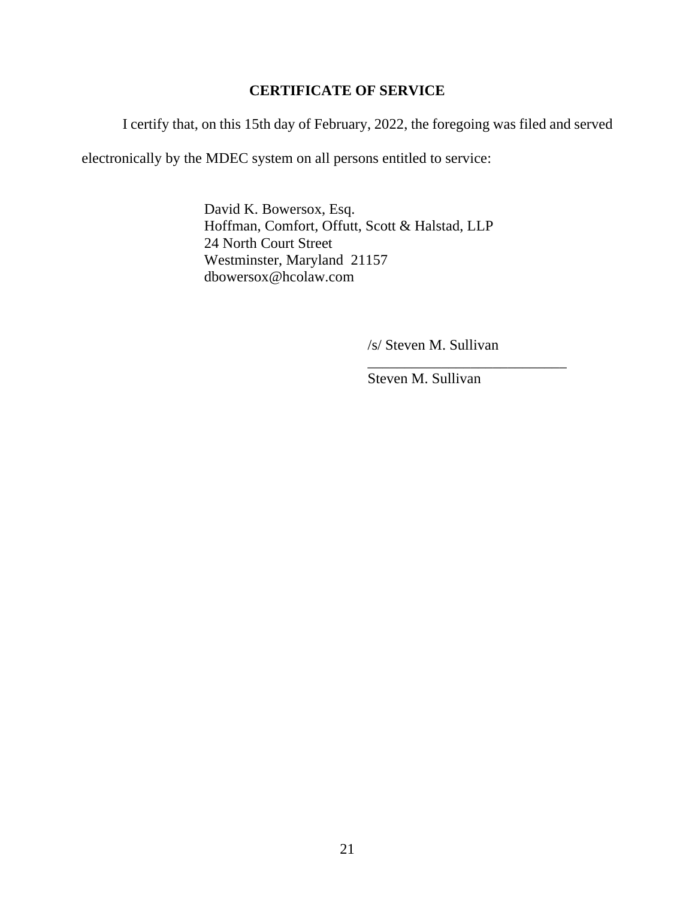## CERTIFICATE OF SERVICE

I certify that, on this 15th day of February, 2022, the foregoing was filed and served electronically by the MDEC system on all persons entitled to service:

David K. Bowersox, Esq.
Hoffman, Comfort, Offutt, Scott & Halstad, LLP
24 North Court Street
Westminster, Maryland 21157
dbowersox@hcolaw.com

/s/ Steven M. Sullivan
___________________________
Steven M. Sullivan